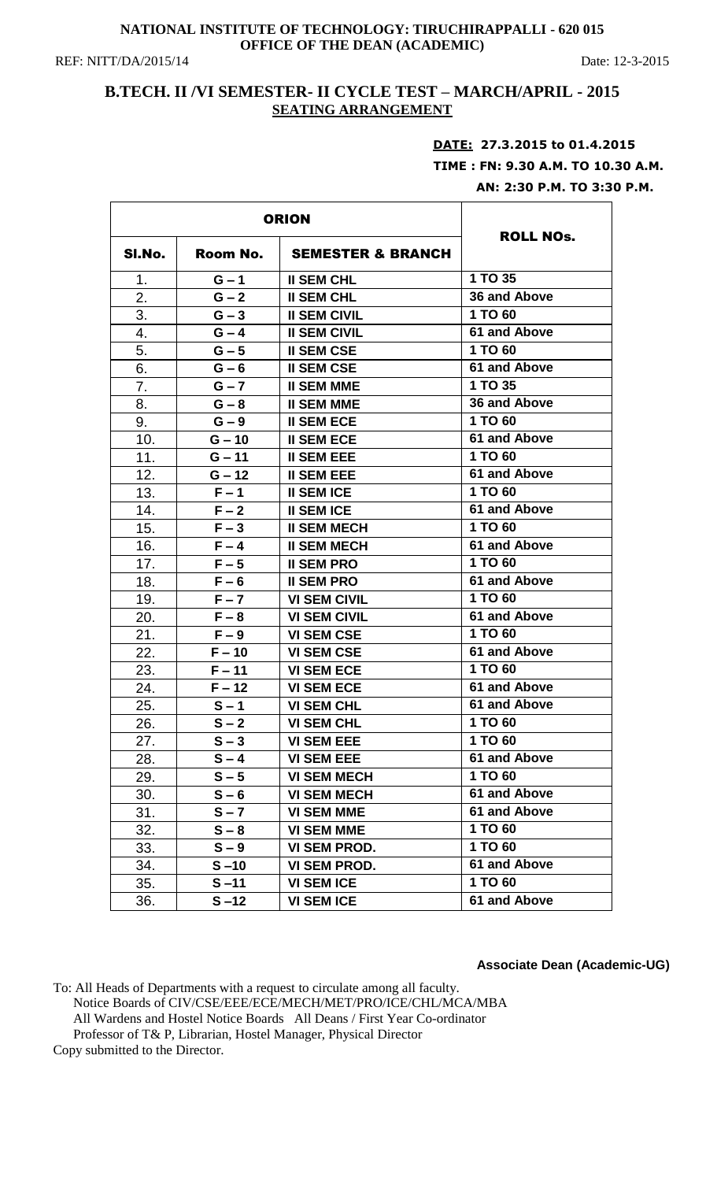**NATIONAL INSTITUTE OF TECHNOLOGY: TIRUCHIRAPPALLI - 620 015**
**OFFICE OF THE DEAN (ACADEMIC)**

REF: NITT/DA/2015/14 Date: 12-3-2015

## B.TECH. II /VI SEMESTER- II CYCLE TEST – MARCH/APRIL - 2015

**SEATING ARRANGEMENT**

**DATE: 27.3.2015 to 01.4.2015**
**TIME : FN: 9.30 A.M. TO 10.30 A.M.**
**AN: 2:30 P.M. TO 3:30 P.M.**

| ORION | | | ROLL NOs. |
|---|---|---|---|
| SI.No. | Room No. | SEMESTER & BRANCH | |
| 1. | G – 1 | II SEM CHL | 1 TO 35 |
| 2. | G – 2 | II SEM CHL | 36 and Above |
| 3. | G – 3 | II SEM CIVIL | 1 TO 60 |
| 4. | G – 4 | II SEM CIVIL | 61 and Above |
| 5. | G – 5 | II SEM CSE | 1 TO 60 |
| 6. | G – 6 | II SEM CSE | 61 and Above |
| 7. | G – 7 | II SEM MME | 1 TO 35 |
| 8. | G – 8 | II SEM MME | 36 and Above |
| 9. | G – 9 | II SEM ECE | 1 TO 60 |
| 10. | G – 10 | II SEM ECE | 61 and Above |
| 11. | G – 11 | II SEM EEE | 1 TO 60 |
| 12. | G – 12 | II SEM EEE | 61 and Above |
| 13. | F – 1 | II SEM ICE | 1 TO 60 |
| 14. | F – 2 | II SEM ICE | 61 and Above |
| 15. | F – 3 | II SEM MECH | 1 TO 60 |
| 16. | F – 4 | II SEM MECH | 61 and Above |
| 17. | F – 5 | II SEM PRO | 1 TO 60 |
| 18. | F – 6 | II SEM PRO | 61 and Above |
| 19. | F – 7 | VI SEM CIVIL | 1 TO 60 |
| 20. | F – 8 | VI SEM CIVIL | 61 and Above |
| 21. | F – 9 | VI SEM CSE | 1 TO 60 |
| 22. | F – 10 | VI SEM CSE | 61 and Above |
| 23. | F – 11 | VI SEM ECE | 1 TO 60 |
| 24. | F – 12 | VI SEM ECE | 61 and Above |
| 25. | S – 1 | VI SEM CHL | 61 and Above |
| 26. | S – 2 | VI SEM CHL | 1 TO 60 |
| 27. | S – 3 | VI SEM EEE | 1 TO 60 |
| 28. | S – 4 | VI SEM EEE | 61 and Above |
| 29. | S – 5 | VI SEM MECH | 1 TO 60 |
| 30. | S – 6 | VI SEM MECH | 61 and Above |
| 31. | S – 7 | VI SEM MME | 61 and Above |
| 32. | S – 8 | VI SEM MME | 1 TO 60 |
| 33. | S – 9 | VI SEM PROD. | 1 TO 60 |
| 34. | S –10 | VI SEM PROD. | 61 and Above |
| 35. | S –11 | VI SEM ICE | 1 TO 60 |
| 36. | S –12 | VI SEM ICE | 61 and Above |

**Associate Dean (Academic-UG)**

To: All Heads of Departments with a request to circulate among all faculty.
Notice Boards of CIV/CSE/EEE/ECE/MECH/MET/PRO/ICE/CHL/MCA/MBA
All Wardens and Hostel Notice Boards All Deans / First Year Co-ordinator
Professor of T& P, Librarian, Hostel Manager, Physical Director
Copy submitted to the Director.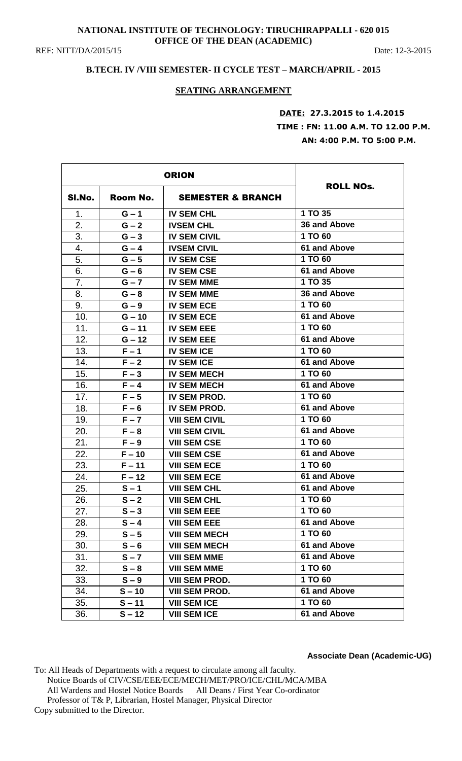**NATIONAL INSTITUTE OF TECHNOLOGY: TIRUCHIRAPPALLI - 620 015**
**OFFICE OF THE DEAN (ACADEMIC)**

REF: NITT/DA/2015/15 Date: 12-3-2015

**B.TECH. IV /VIII SEMESTER- II CYCLE TEST – MARCH/APRIL - 2015**

**SEATING ARRANGEMENT**

**DATE: 27.3.2015 to 1.4.2015**
**TIME : FN: 11.00 A.M. TO 12.00 P.M.**
**AN: 4:00 P.M. TO 5:00 P.M.**

| ORION | | | ROLL NOs. |
|---|---|---|---|
| Sl.No. | Room No. | SEMESTER & BRANCH | |
| 1. | G – 1 | IV SEM CHL | 1 TO 35 |
| 2. | G – 2 | IVSEM CHL | 36 and Above |
| 3. | G – 3 | IV SEM CIVIL | 1 TO 60 |
| 4. | G – 4 | IVSEM CIVIL | 61 and Above |
| 5. | G – 5 | IV SEM CSE | 1 TO 60 |
| 6. | G – 6 | IV SEM CSE | 61 and Above |
| 7. | G – 7 | IV SEM MME | 1 TO 35 |
| 8. | G – 8 | IV SEM MME | 36 and Above |
| 9. | G – 9 | IV SEM ECE | 1 TO 60 |
| 10. | G – 10 | IV SEM ECE | 61 and Above |
| 11. | G – 11 | IV SEM EEE | 1 TO 60 |
| 12. | G – 12 | IV SEM EEE | 61 and Above |
| 13. | F – 1 | IV SEM ICE | 1 TO 60 |
| 14. | F – 2 | IV SEM ICE | 61 and Above |
| 15. | F – 3 | IV SEM MECH | 1 TO 60 |
| 16. | F – 4 | IV SEM MECH | 61 and Above |
| 17. | F – 5 | IV SEM PROD. | 1 TO 60 |
| 18. | F – 6 | IV SEM PROD. | 61 and Above |
| 19. | F – 7 | VIII SEM CIVIL | 1 TO 60 |
| 20. | F – 8 | VIII SEM CIVIL | 61 and Above |
| 21. | F – 9 | VIII SEM CSE | 1 TO 60 |
| 22. | F – 10 | VIII SEM CSE | 61 and Above |
| 23. | F – 11 | VIII SEM ECE | 1 TO 60 |
| 24. | F – 12 | VIII SEM ECE | 61 and Above |
| 25. | S – 1 | VIII SEM CHL | 61 and Above |
| 26. | S – 2 | VIII SEM CHL | 1 TO 60 |
| 27. | S – 3 | VIII SEM EEE | 1 TO 60 |
| 28. | S – 4 | VIII SEM EEE | 61 and Above |
| 29. | S – 5 | VIII SEM MECH | 1 TO 60 |
| 30. | S – 6 | VIII SEM MECH | 61 and Above |
| 31. | S – 7 | VIII SEM MME | 61 and Above |
| 32. | S – 8 | VIII SEM MME | 1 TO 60 |
| 33. | S – 9 | VIII SEM PROD. | 1 TO 60 |
| 34. | S – 10 | VIII SEM PROD. | 61 and Above |
| 35. | S – 11 | VIII SEM ICE | 1 TO 60 |
| 36. | S – 12 | VIII SEM ICE | 61 and Above |

**Associate Dean (Academic-UG)**

To: All Heads of Departments with a request to circulate among all faculty.
Notice Boards of CIV/CSE/EEE/ECE/MECH/MET/PRO/ICE/CHL/MCA/MBA
All Wardens and Hostel Notice Boards All Deans / First Year Co-ordinator
Professor of T& P, Librarian, Hostel Manager, Physical Director
Copy submitted to the Director.